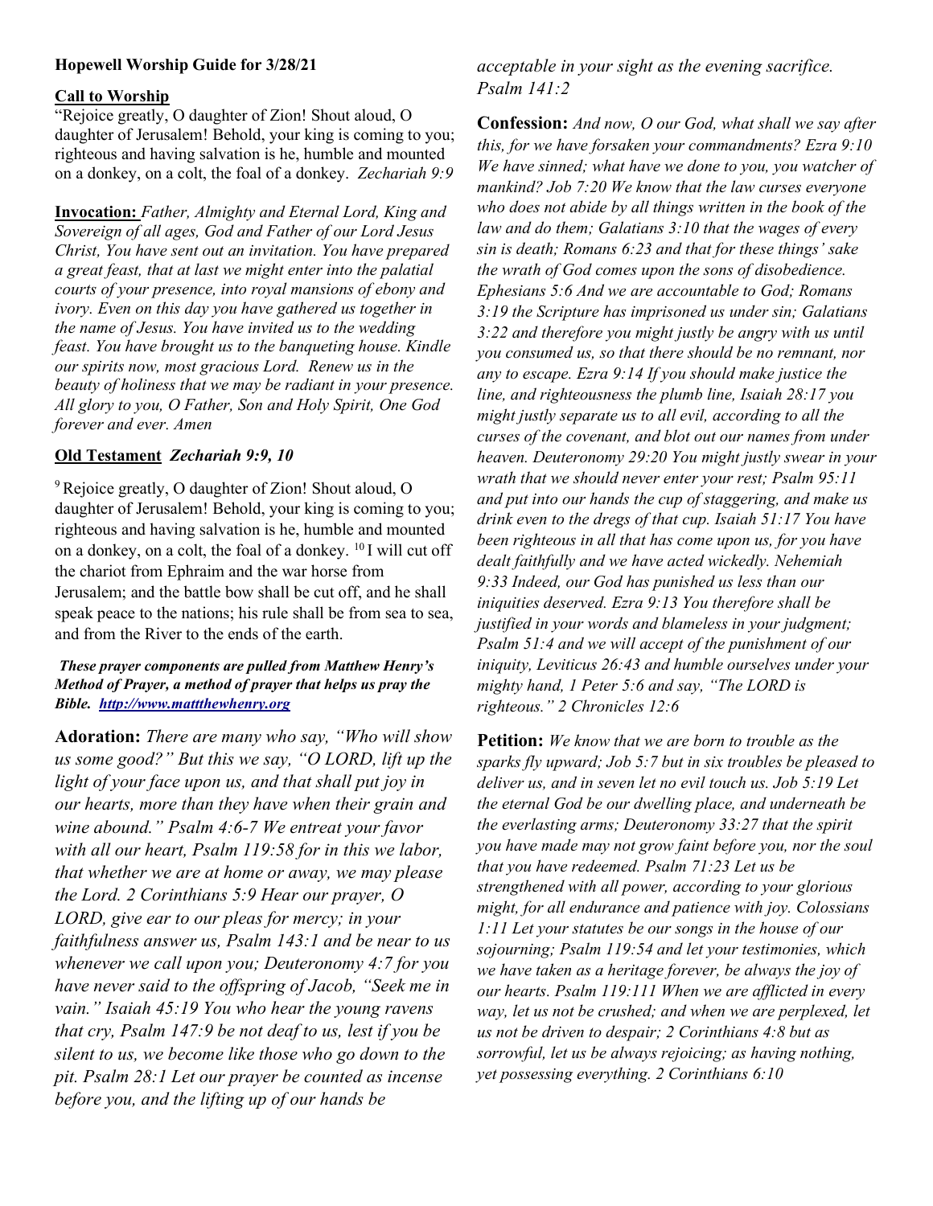**Hopewell Worship Guide for 3/28/21**

**Call to Worship**

"Rejoice greatly, O daughter of Zion! Shout aloud, O daughter of Jerusalem! Behold, your king is coming to you; righteous and having salvation is he, humble and mounted on a donkey, on a colt, the foal of a donkey. *Zechariah 9:9*

**Invocation:** *Father, Almighty and Eternal Lord, King and Sovereign of all ages, God and Father of our Lord Jesus Christ, You have sent out an invitation. You have prepared a great feast, that at last we might enter into the palatial courts of your presence, into royal mansions of ebony and ivory. Even on this day you have gathered us together in the name of Jesus. You have invited us to the wedding feast. You have brought us to the banqueting house. Kindle our spirits now, most gracious Lord. Renew us in the beauty of holiness that we may be radiant in your presence. All glory to you, O Father, Son and Holy Spirit, One God forever and ever. Amen*

**Old Testament** ***Zechariah 9:9, 10***

[9] Rejoice greatly, O daughter of Zion! Shout aloud, O daughter of Jerusalem! Behold, your king is coming to you; righteous and having salvation is he, humble and mounted on a donkey, on a colt, the foal of a donkey. [10] I will cut off the chariot from Ephraim and the war horse from Jerusalem; and the battle bow shall be cut off, and he shall speak peace to the nations; his rule shall be from sea to sea, and from the River to the ends of the earth.

***These prayer components are pulled from Matthew Henry's Method of Prayer, a method of prayer that helps us pray the Bible. [http://www.mattthewhenry.org](http://www.mattthewhenry.org)***

**Adoration:** *There are many who say, "Who will show us some good?" But this we say, "O LORD, lift up the light of your face upon us, and that shall put joy in our hearts, more than they have when their grain and wine abound." Psalm 4:6-7 We entreat your favor with all our heart, Psalm 119:58 for in this we labor, that whether we are at home or away, we may please the Lord. 2 Corinthians 5:9 Hear our prayer, O LORD, give ear to our pleas for mercy; in your faithfulness answer us, Psalm 143:1 and be near to us whenever we call upon you; Deuteronomy 4:7 for you have never said to the offspring of Jacob, "Seek me in vain." Isaiah 45:19 You who hear the young ravens that cry, Psalm 147:9 be not deaf to us, lest if you be silent to us, we become like those who go down to the pit. Psalm 28:1 Let our prayer be counted as incense before you, and the lifting up of our hands be acceptable in your sight as the evening sacrifice. Psalm 141:2*

**Confession:** *And now, O our God, what shall we say after this, for we have forsaken your commandments? Ezra 9:10 We have sinned; what have we done to you, you watcher of mankind? Job 7:20 We know that the law curses everyone who does not abide by all things written in the book of the law and do them; Galatians 3:10 that the wages of every sin is death; Romans 6:23 and that for these things' sake the wrath of God comes upon the sons of disobedience. Ephesians 5:6 And we are accountable to God; Romans 3:19 the Scripture has imprisoned us under sin; Galatians 3:22 and therefore you might justly be angry with us until you consumed us, so that there should be no remnant, nor any to escape. Ezra 9:14 If you should make justice the line, and righteousness the plumb line, Isaiah 28:17 you might justly separate us to all evil, according to all the curses of the covenant, and blot out our names from under heaven. Deuteronomy 29:20 You might justly swear in your wrath that we should never enter your rest; Psalm 95:11 and put into our hands the cup of staggering, and make us drink even to the dregs of that cup. Isaiah 51:17 You have been righteous in all that has come upon us, for you have dealt faithfully and we have acted wickedly. Nehemiah 9:33 Indeed, our God has punished us less than our iniquities deserved. Ezra 9:13 You therefore shall be justified in your words and blameless in your judgment; Psalm 51:4 and we will accept of the punishment of our iniquity, Leviticus 26:43 and humble ourselves under your mighty hand, 1 Peter 5:6 and say, "The LORD is righteous." 2 Chronicles 12:6*

**Petition:** *We know that we are born to trouble as the sparks fly upward; Job 5:7 but in six troubles be pleased to deliver us, and in seven let no evil touch us. Job 5:19 Let the eternal God be our dwelling place, and underneath be the everlasting arms; Deuteronomy 33:27 that the spirit you have made may not grow faint before you, nor the soul that you have redeemed. Psalm 71:23 Let us be strengthened with all power, according to your glorious might, for all endurance and patience with joy. Colossians 1:11 Let your statutes be our songs in the house of our sojourning; Psalm 119:54 and let your testimonies, which we have taken as a heritage forever, be always the joy of our hearts. Psalm 119:111 When we are afflicted in every way, let us not be crushed; and when we are perplexed, let us not be driven to despair; 2 Corinthians 4:8 but as sorrowful, let us be always rejoicing; as having nothing, yet possessing everything. 2 Corinthians 6:10*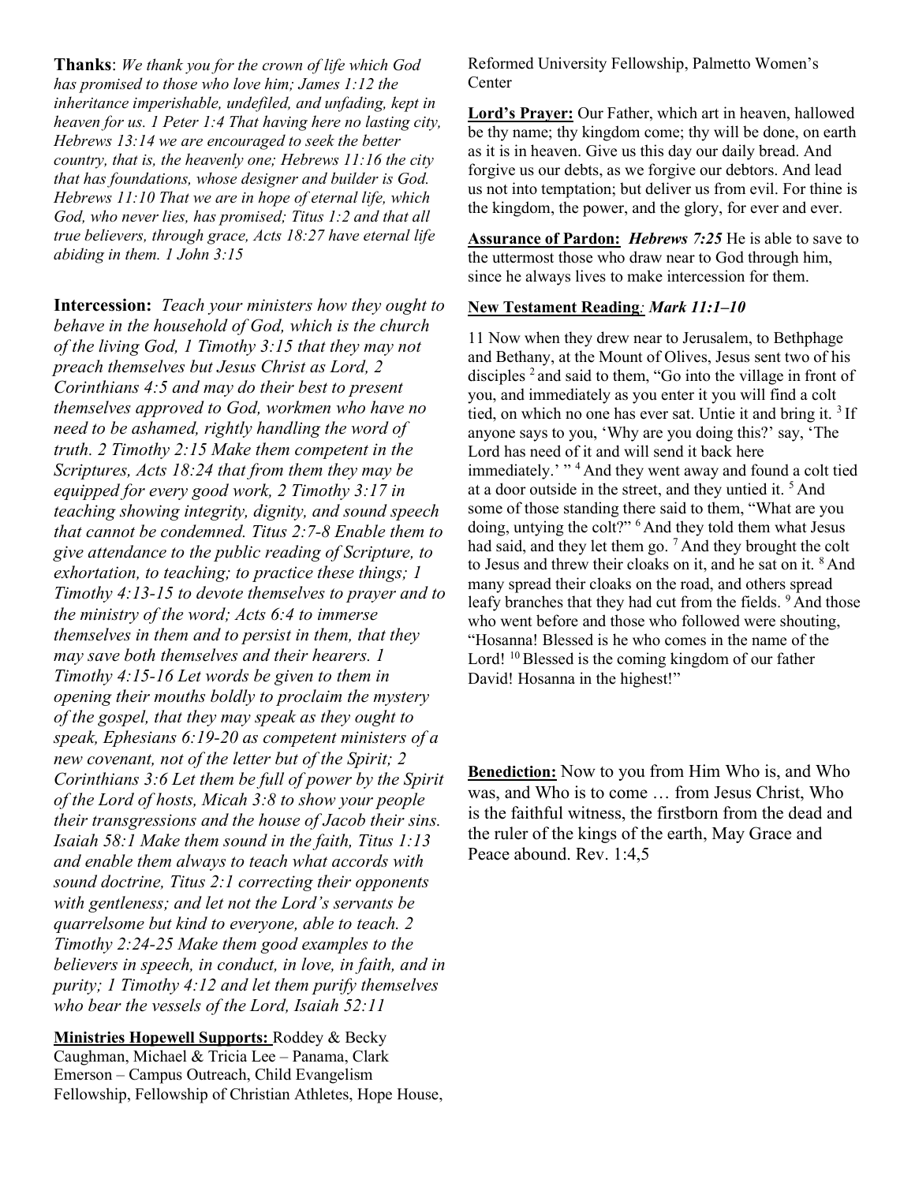**Thanks**: *We thank you for the crown of life which God has promised to those who love him; James 1:12 the inheritance imperishable, undefiled, and unfading, kept in heaven for us. 1 Peter 1:4 That having here no lasting city, Hebrews 13:14 we are encouraged to seek the better country, that is, the heavenly one; Hebrews 11:16 the city that has foundations, whose designer and builder is God. Hebrews 11:10 That we are in hope of eternal life, which God, who never lies, has promised; Titus 1:2 and that all true believers, through grace, Acts 18:27 have eternal life abiding in them. 1 John 3:15*

**Intercession:** *Teach your ministers how they ought to behave in the household of God, which is the church of the living God, 1 Timothy 3:15 that they may not preach themselves but Jesus Christ as Lord, 2 Corinthians 4:5 and may do their best to present themselves approved to God, workmen who have no need to be ashamed, rightly handling the word of truth. 2 Timothy 2:15 Make them competent in the Scriptures, Acts 18:24 that from them they may be equipped for every good work, 2 Timothy 3:17 in teaching showing integrity, dignity, and sound speech that cannot be condemned. Titus 2:7-8 Enable them to give attendance to the public reading of Scripture, to exhortation, to teaching; to practice these things; 1 Timothy 4:13-15 to devote themselves to prayer and to the ministry of the word; Acts 6:4 to immerse themselves in them and to persist in them, that they may save both themselves and their hearers. 1 Timothy 4:15-16 Let words be given to them in opening their mouths boldly to proclaim the mystery of the gospel, that they may speak as they ought to speak, Ephesians 6:19-20 as competent ministers of a new covenant, not of the letter but of the Spirit; 2 Corinthians 3:6 Let them be full of power by the Spirit of the Lord of hosts, Micah 3:8 to show your people their transgressions and the house of Jacob their sins. Isaiah 58:1 Make them sound in the faith, Titus 1:13 and enable them always to teach what accords with sound doctrine, Titus 2:1 correcting their opponents with gentleness; and let not the Lord's servants be quarrelsome but kind to everyone, able to teach. 2 Timothy 2:24-25 Make them good examples to the believers in speech, in conduct, in love, in faith, and in purity; 1 Timothy 4:12 and let them purify themselves who bear the vessels of the Lord, Isaiah 52:11*

**Ministries Hopewell Supports:** Roddey & Becky Caughman, Michael & Tricia Lee – Panama, Clark Emerson – Campus Outreach, Child Evangelism Fellowship, Fellowship of Christian Athletes, Hope House, Reformed University Fellowship, Palmetto Women's Center

**Lord's Prayer:** Our Father, which art in heaven, hallowed be thy name; thy kingdom come; thy will be done, on earth as it is in heaven. Give us this day our daily bread. And forgive us our debts, as we forgive our debtors. And lead us not into temptation; but deliver us from evil. For thine is the kingdom, the power, and the glory, for ever and ever.

**Assurance of Pardon:** ***Hebrews 7:25*** He is able to save to the uttermost those who draw near to God through him, since he always lives to make intercession for them.

**New Testament Reading*: Mark 11:1–10***

11 Now when they drew near to Jerusalem, to Bethphage and Bethany, at the Mount of Olives, Jesus sent two of his disciples [2] and said to them, "Go into the village in front of you, and immediately as you enter it you will find a colt tied, on which no one has ever sat. Untie it and bring it. [3] If anyone says to you, 'Why are you doing this?' say, 'The Lord has need of it and will send it back here immediately.' " [4] And they went away and found a colt tied at a door outside in the street, and they untied it. [5] And some of those standing there said to them, "What are you doing, untying the colt?" [6] And they told them what Jesus had said, and they let them go. [7] And they brought the colt to Jesus and threw their cloaks on it, and he sat on it. [8] And many spread their cloaks on the road, and others spread leafy branches that they had cut from the fields. [9] And those who went before and those who followed were shouting, "Hosanna! Blessed is he who comes in the name of the Lord! [10] Blessed is the coming kingdom of our father David! Hosanna in the highest!"

**Benediction:** Now to you from Him Who is, and Who was, and Who is to come … from Jesus Christ, Who is the faithful witness, the firstborn from the dead and the ruler of the kings of the earth, May Grace and Peace abound. Rev. 1:4,5